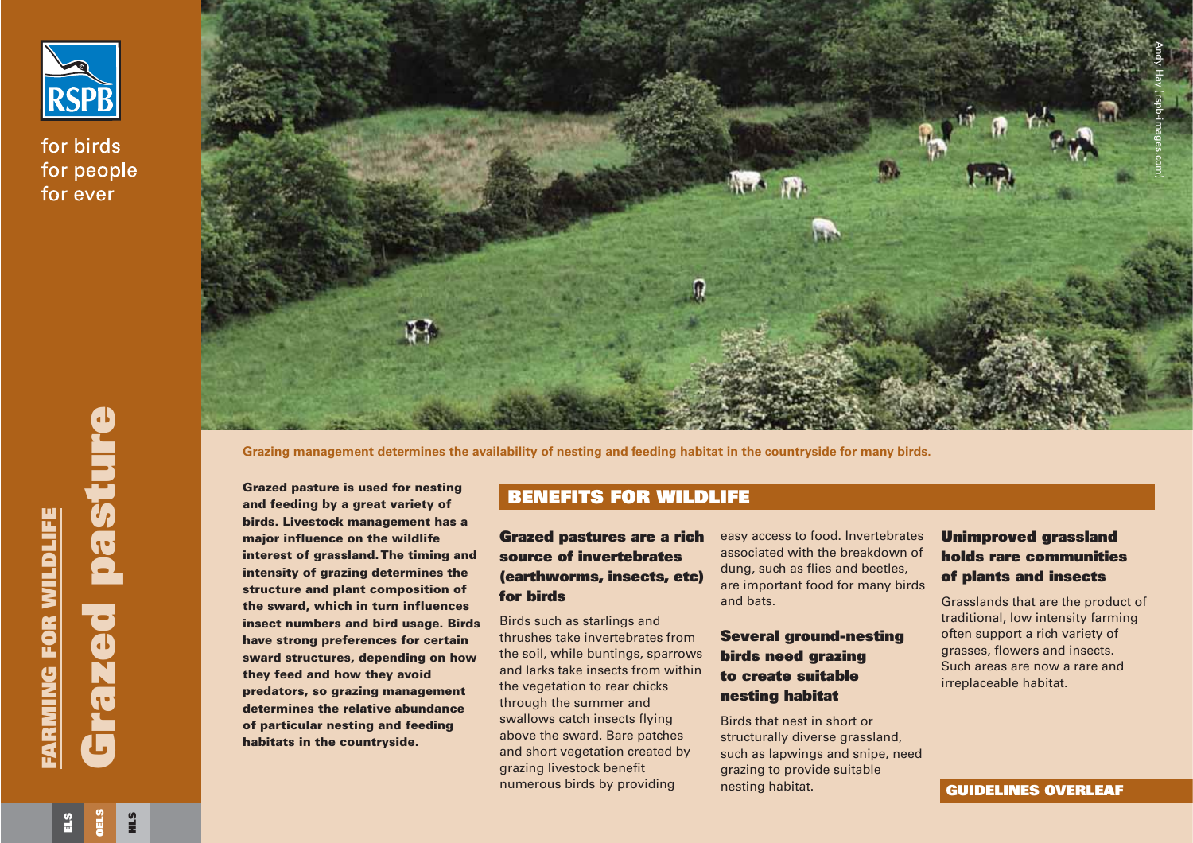RSPB

for birds
for people
for ever

# FARMING FOR WILDLIFE

# Grazed pasture

ELS OELS HLS

Andy Hay (rspb-images.com)

Grazing management determines the availability of nesting and feeding habitat in the countryside for many birds.

**Grazed pasture is used for nesting and feeding by a great variety of birds. Livestock management has a major influence on the wildlife interest of grassland. The timing and intensity of grazing determines the structure and plant composition of the sward, which in turn influences insect numbers and bird usage. Birds have strong preferences for certain sward structures, depending on how they feed and how they avoid predators, so grazing management determines the relative abundance of particular nesting and feeding habitats in the countryside.**

## BENEFITS FOR WILDLIFE

### Grazed pastures are a rich source of invertebrates (earthworms, insects, etc) for birds

Birds such as starlings and thrushes take invertebrates from the soil, while buntings, sparrows and larks take insects from within the vegetation to rear chicks through the summer and swallows catch insects flying above the sward. Bare patches and short vegetation created by grazing livestock benefit numerous birds by providing easy access to food. Invertebrates associated with the breakdown of dung, such as flies and beetles, are important food for many birds and bats.

### Several ground-nesting birds need grazing to create suitable nesting habitat

Birds that nest in short or structurally diverse grassland, such as lapwings and snipe, need grazing to provide suitable nesting habitat.

### Unimproved grassland holds rare communities of plants and insects

Grasslands that are the product of traditional, low intensity farming often support a rich variety of grasses, flowers and insects. Such areas are now a rare and irreplaceable habitat.

**GUIDELINES OVERLEAF**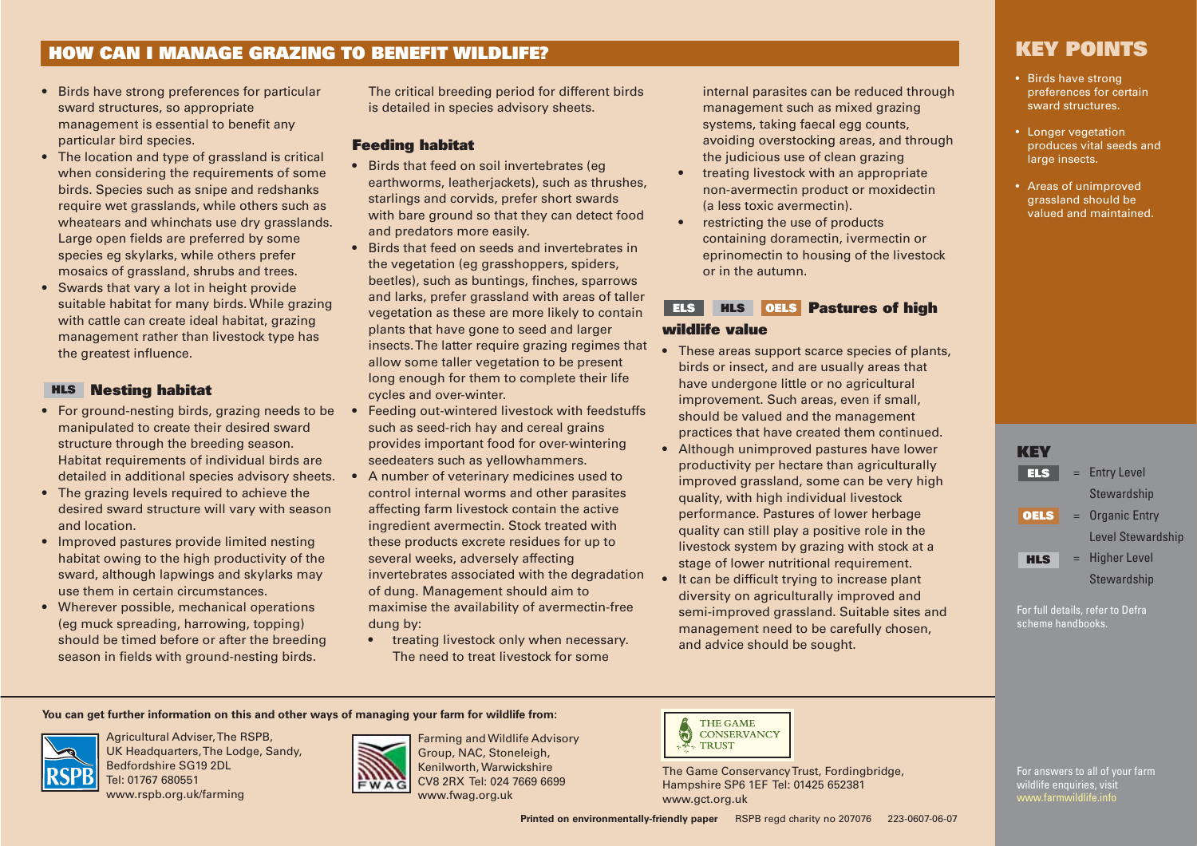## HOW CAN I MANAGE GRAZING TO BENEFIT WILDLIFE?

- Birds have strong preferences for particular sward structures, so appropriate management is essential to benefit any particular bird species.
- The location and type of grassland is critical when considering the requirements of some birds. Species such as snipe and redshanks require wet grasslands, while others such as wheatears and whinchats use dry grasslands. Large open fields are preferred by some species eg skylarks, while others prefer mosaics of grassland, shrubs and trees.
- Swards that vary a lot in height provide suitable habitat for many birds. While grazing with cattle can create ideal habitat, grazing management rather than livestock type has the greatest influence.

### HLS Nesting habitat

- For ground-nesting birds, grazing needs to be manipulated to create their desired sward structure through the breeding season. Habitat requirements of individual birds are detailed in additional species advisory sheets.
- The grazing levels required to achieve the desired sward structure will vary with season and location.
- Improved pastures provide limited nesting habitat owing to the high productivity of the sward, although lapwings and skylarks may use them in certain circumstances.
- Wherever possible, mechanical operations (eg muck spreading, harrowing, topping) should be timed before or after the breeding season in fields with ground-nesting birds.

The critical breeding period for different birds is detailed in species advisory sheets.

### Feeding habitat

- Birds that feed on soil invertebrates (eg earthworms, leatherjackets), such as thrushes, starlings and corvids, prefer short swards with bare ground so that they can detect food and predators more easily.
- Birds that feed on seeds and invertebrates in the vegetation (eg grasshoppers, spiders, beetles), such as buntings, finches, sparrows and larks, prefer grassland with areas of taller vegetation as these are more likely to contain plants that have gone to seed and larger insects. The latter require grazing regimes that allow some taller vegetation to be present long enough for them to complete their life cycles and over-winter.
- Feeding out-wintered livestock with feedstuffs such as seed-rich hay and cereal grains provides important food for over-wintering seedeaters such as yellowhammers.
- A number of veterinary medicines used to control internal worms and other parasites affecting farm livestock contain the active ingredient avermectin. Stock treated with these products excrete residues for up to several weeks, adversely affecting invertebrates associated with the degradation of dung. Management should aim to maximise the availability of avermectin-free dung by:
    - treating livestock only when necessary. The need to treat livestock for some internal parasites can be reduced through management such as mixed grazing systems, taking faecal egg counts, avoiding overstocking areas, and through the judicious use of clean grazing
    - treating livestock with an appropriate non-avermectin product or moxidectin (a less toxic avermectin).
    - restricting the use of products containing doramectin, ivermectin or eprinomectin to housing of the livestock or in the autumn.

### ELS HLS OELS Pastures of high wildlife value

- These areas support scarce species of plants, birds or insect, and are usually areas that have undergone little or no agricultural improvement. Such areas, even if small, should be valued and the management practices that have created them continued.
- Although unimproved pastures have lower productivity per hectare than agriculturally improved grassland, some can be very high quality, with high individual livestock performance. Pastures of lower herbage quality can still play a positive role in the livestock system by grazing with stock at a stage of lower nutritional requirement.
- It can be difficult trying to increase plant diversity on agriculturally improved and semi-improved grassland. Suitable sites and management need to be carefully chosen, and advice should be sought.

## KEY POINTS

- Birds have strong preferences for certain sward structures.
- Longer vegetation produces vital seeds and large insects.
- Areas of unimproved grassland should be valued and maintained.

## KEY

- ELS = Entry Level Stewardship
- OELS = Organic Entry Level Stewardship
- HLS = Higher Level Stewardship

For full details, refer to Defra scheme handbooks.

**You can get further information on this and other ways of managing your farm for wildlife from:**

Agricultural Adviser, The RSPB, UK Headquarters, The Lodge, Sandy, Bedfordshire SG19 2DL
Tel: 01767 680551
www.rspb.org.uk/farming

Farming and Wildlife Advisory Group, NAC, Stoneleigh, Kenilworth, Warwickshire CV8 2RX Tel: 024 7669 6699
www.fwag.org.uk

The Game Conservancy Trust, Fordingbridge, Hampshire SP6 1EF Tel: 01425 652381
www.gct.org.uk

For answers to all of your farm wildlife enquiries, visit www.farmwildlife.info

**Printed on environmentally-friendly paper** RSPB regd charity no 207076 223-0607-06-07